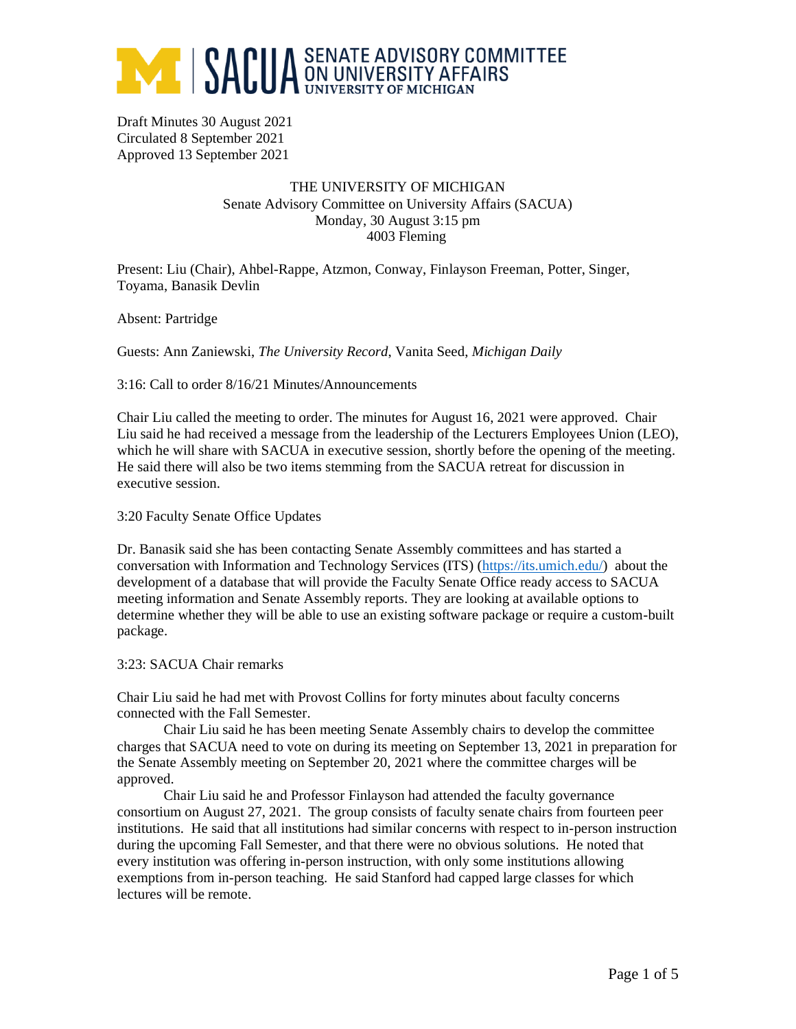# SACUA SENATE ADVISORY COMMITTEE ON UNIVERSITY AFFAIRS UNIVERSITY OF MICHIGAN

Draft Minutes 30 August 2021
Circulated 8 September 2021
Approved 13 September 2021

THE UNIVERSITY OF MICHIGAN
Senate Advisory Committee on University Affairs (SACUA)
Monday, 30 August 3:15 pm
4003 Fleming

Present: Liu (Chair), Ahbel-Rappe, Atzmon, Conway, Finlayson Freeman, Potter, Singer, Toyama, Banasik Devlin

Absent: Partridge

Guests: Ann Zaniewski, *The University Record*, Vanita Seed, *Michigan Daily*

3:16: Call to order 8/16/21 Minutes/Announcements

Chair Liu called the meeting to order. The minutes for August 16, 2021 were approved. Chair Liu said he had received a message from the leadership of the Lecturers Employees Union (LEO), which he will share with SACUA in executive session, shortly before the opening of the meeting. He said there will also be two items stemming from the SACUA retreat for discussion in executive session.

3:20 Faculty Senate Office Updates

Dr. Banasik said she has been contacting Senate Assembly committees and has started a conversation with Information and Technology Services (ITS) (https://its.umich.edu/) about the development of a database that will provide the Faculty Senate Office ready access to SACUA meeting information and Senate Assembly reports. They are looking at available options to determine whether they will be able to use an existing software package or require a custom-built package.

3:23: SACUA Chair remarks

Chair Liu said he had met with Provost Collins for forty minutes about faculty concerns connected with the Fall Semester.

Chair Liu said he has been meeting Senate Assembly chairs to develop the committee charges that SACUA need to vote on during its meeting on September 13, 2021 in preparation for the Senate Assembly meeting on September 20, 2021 where the committee charges will be approved.

Chair Liu said he and Professor Finlayson had attended the faculty governance consortium on August 27, 2021. The group consists of faculty senate chairs from fourteen peer institutions. He said that all institutions had similar concerns with respect to in-person instruction during the upcoming Fall Semester, and that there were no obvious solutions. He noted that every institution was offering in-person instruction, with only some institutions allowing exemptions from in-person teaching. He said Stanford had capped large classes for which lectures will be remote.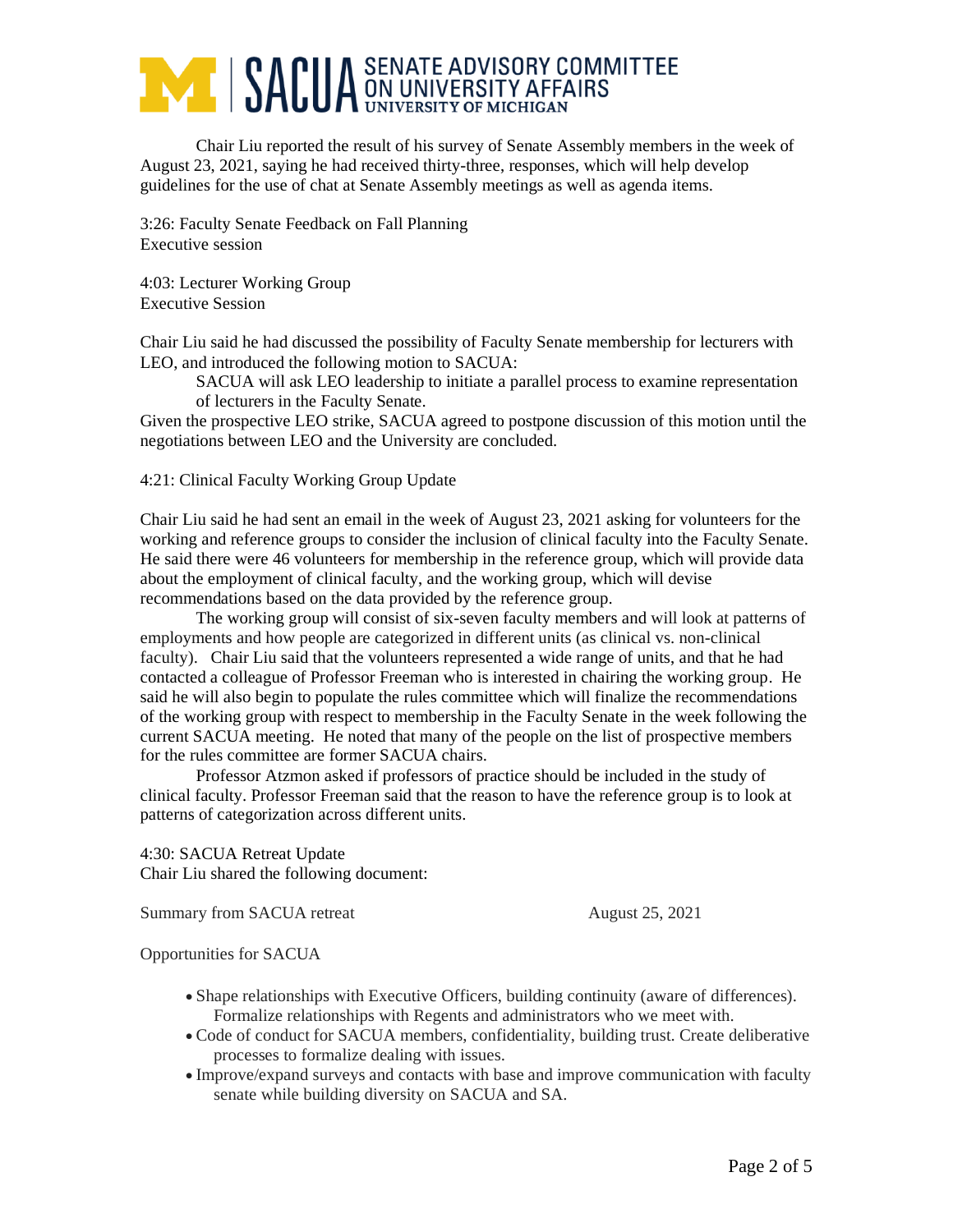Chair Liu reported the result of his survey of Senate Assembly members in the week of August 23, 2021, saying he had received thirty-three, responses, which will help develop guidelines for the use of chat at Senate Assembly meetings as well as agenda items.

3:26: Faculty Senate Feedback on Fall Planning
Executive session

4:03: Lecturer Working Group
Executive Session

Chair Liu said he had discussed the possibility of Faculty Senate membership for lecturers with LEO, and introduced the following motion to SACUA:

> SACUA will ask LEO leadership to initiate a parallel process to examine representation of lecturers in the Faculty Senate.

Given the prospective LEO strike, SACUA agreed to postpone discussion of this motion until the negotiations between LEO and the University are concluded.

4:21: Clinical Faculty Working Group Update

Chair Liu said he had sent an email in the week of August 23, 2021 asking for volunteers for the working and reference groups to consider the inclusion of clinical faculty into the Faculty Senate. He said there were 46 volunteers for membership in the reference group, which will provide data about the employment of clinical faculty, and the working group, which will devise recommendations based on the data provided by the reference group.

The working group will consist of six-seven faculty members and will look at patterns of employments and how people are categorized in different units (as clinical vs. non-clinical faculty). Chair Liu said that the volunteers represented a wide range of units, and that he had contacted a colleague of Professor Freeman who is interested in chairing the working group. He said he will also begin to populate the rules committee which will finalize the recommendations of the working group with respect to membership in the Faculty Senate in the week following the current SACUA meeting. He noted that many of the people on the list of prospective members for the rules committee are former SACUA chairs.

Professor Atzmon asked if professors of practice should be included in the study of clinical faculty. Professor Freeman said that the reason to have the reference group is to look at patterns of categorization across different units.

4:30: SACUA Retreat Update
Chair Liu shared the following document:

Summary from SACUA retreat August 25, 2021

Opportunities for SACUA

- Shape relationships with Executive Officers, building continuity (aware of differences). Formalize relationships with Regents and administrators who we meet with.
- Code of conduct for SACUA members, confidentiality, building trust. Create deliberative processes to formalize dealing with issues.
- Improve/expand surveys and contacts with base and improve communication with faculty senate while building diversity on SACUA and SA.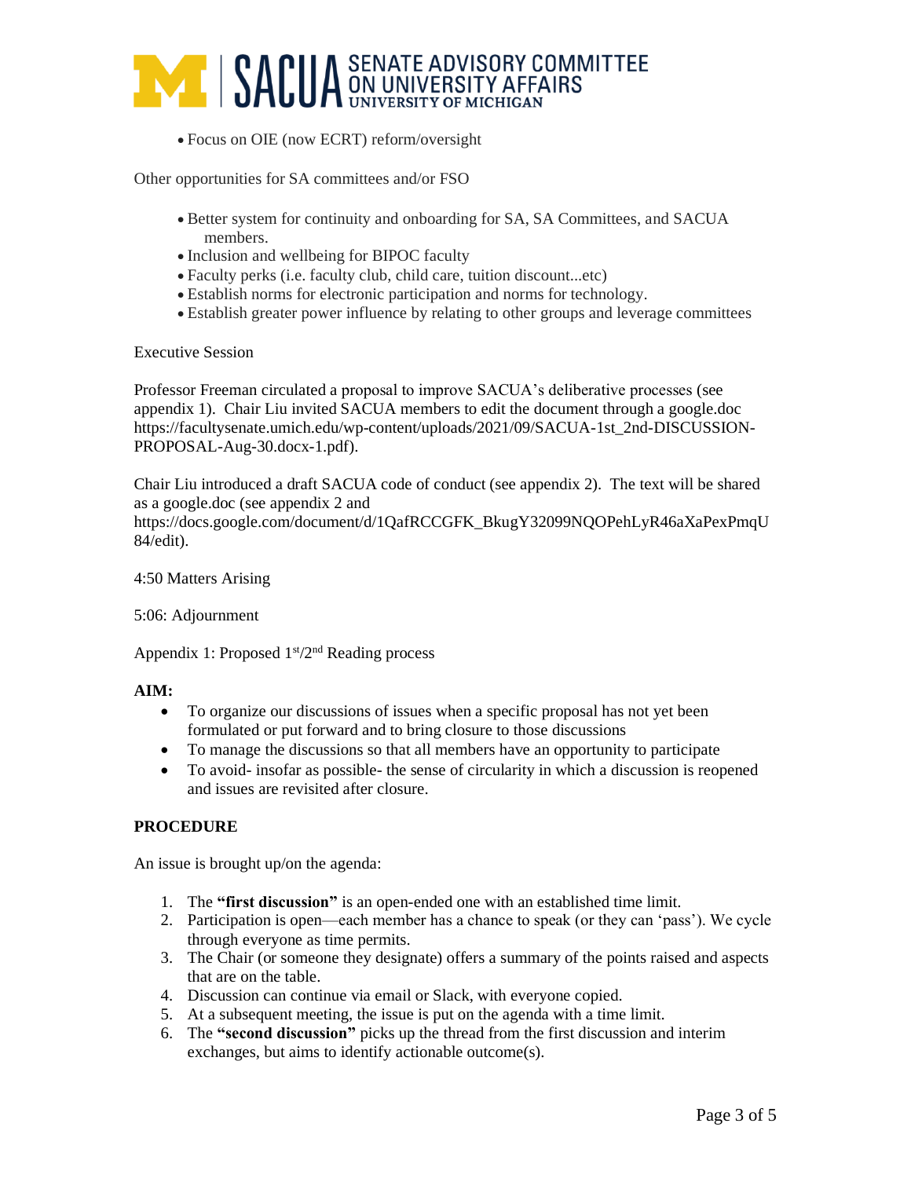- Focus on OIE (now ECRT) reform/oversight

Other opportunities for SA committees and/or FSO

- Better system for continuity and onboarding for SA, SA Committees, and SACUA members.
- Inclusion and wellbeing for BIPOC faculty
- Faculty perks (i.e. faculty club, child care, tuition discount...etc)
- Establish norms for electronic participation and norms for technology.
- Establish greater power influence by relating to other groups and leverage committees

Executive Session

Professor Freeman circulated a proposal to improve SACUA's deliberative processes (see appendix 1). Chair Liu invited SACUA members to edit the document through a google.doc https://facultysenate.umich.edu/wp-content/uploads/2021/09/SACUA-1st_2nd-DISCUSSION-PROPOSAL-Aug-30.docx-1.pdf).

Chair Liu introduced a draft SACUA code of conduct (see appendix 2). The text will be shared as a google.doc (see appendix 2 and https://docs.google.com/document/d/1QafRCCGFK_BkugY32099NQOPehLyR46aXaPexPmqU84/edit).

4:50 Matters Arising

5:06: Adjournment

Appendix 1: Proposed 1st/2nd Reading process

**AIM:**

- To organize our discussions of issues when a specific proposal has not yet been formulated or put forward and to bring closure to those discussions
- To manage the discussions so that all members have an opportunity to participate
- To avoid- insofar as possible- the sense of circularity in which a discussion is reopened and issues are revisited after closure.

**PROCEDURE**

An issue is brought up/on the agenda:

1. The **"first discussion"** is an open-ended one with an established time limit.
2. Participation is open—each member has a chance to speak (or they can 'pass'). We cycle through everyone as time permits.
3. The Chair (or someone they designate) offers a summary of the points raised and aspects that are on the table.
4. Discussion can continue via email or Slack, with everyone copied.
5. At a subsequent meeting, the issue is put on the agenda with a time limit.
6. The **"second discussion"** picks up the thread from the first discussion and interim exchanges, but aims to identify actionable outcome(s).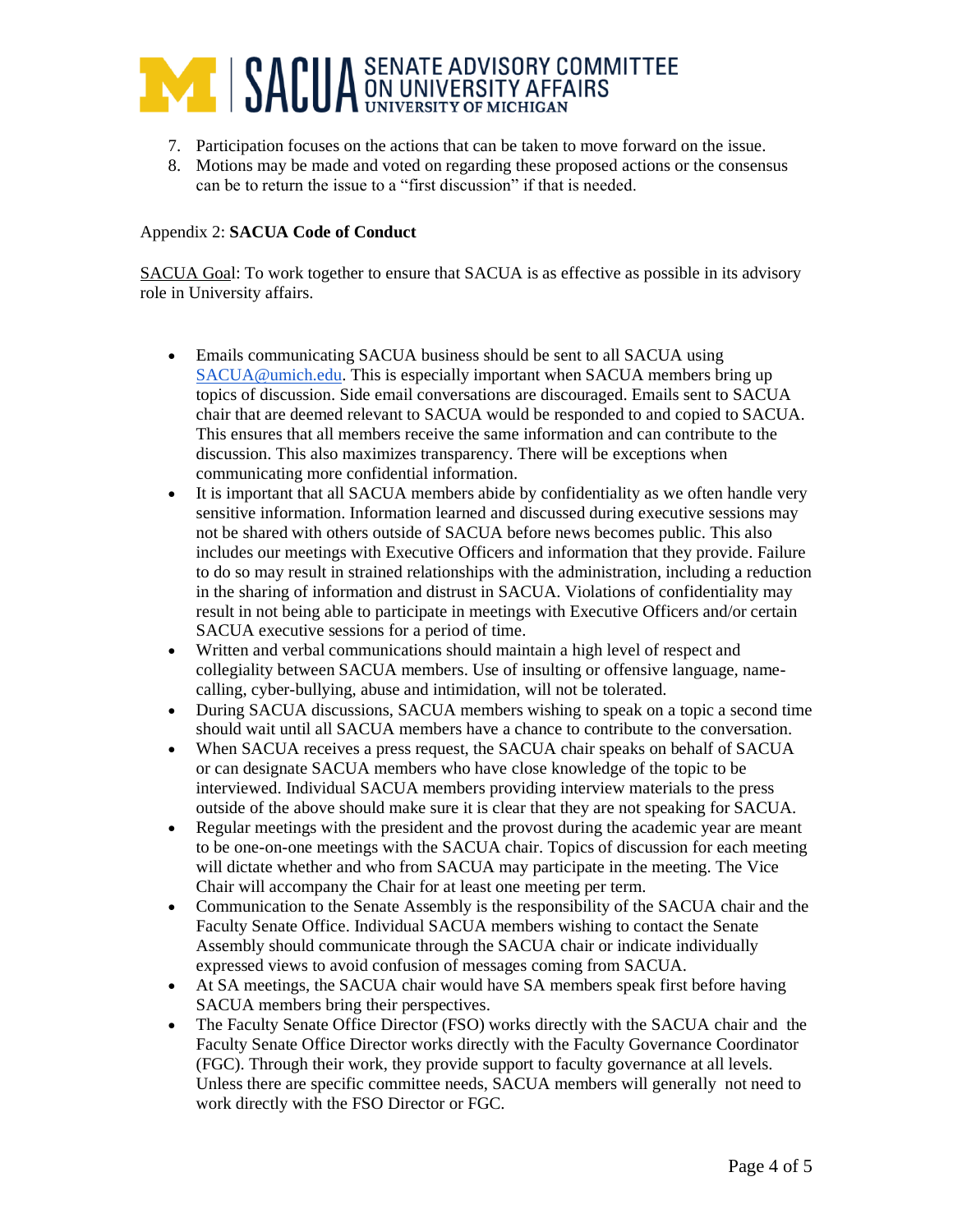7. Participation focuses on the actions that can be taken to move forward on the issue.
8. Motions may be made and voted on regarding these proposed actions or the consensus can be to return the issue to a "first discussion" if that is needed.

Appendix 2: **SACUA Code of Conduct**

SACUA Goal: To work together to ensure that SACUA is as effective as possible in its advisory role in University affairs.

- Emails communicating SACUA business should be sent to all SACUA using SACUA@umich.edu. This is especially important when SACUA members bring up topics of discussion. Side email conversations are discouraged. Emails sent to SACUA chair that are deemed relevant to SACUA would be responded to and copied to SACUA. This ensures that all members receive the same information and can contribute to the discussion. This also maximizes transparency. There will be exceptions when communicating more confidential information.
- It is important that all SACUA members abide by confidentiality as we often handle very sensitive information. Information learned and discussed during executive sessions may not be shared with others outside of SACUA before news becomes public. This also includes our meetings with Executive Officers and information that they provide. Failure to do so may result in strained relationships with the administration, including a reduction in the sharing of information and distrust in SACUA. Violations of confidentiality may result in not being able to participate in meetings with Executive Officers and/or certain SACUA executive sessions for a period of time.
- Written and verbal communications should maintain a high level of respect and collegiality between SACUA members. Use of insulting or offensive language, name-calling, cyber-bullying, abuse and intimidation, will not be tolerated.
- During SACUA discussions, SACUA members wishing to speak on a topic a second time should wait until all SACUA members have a chance to contribute to the conversation.
- When SACUA receives a press request, the SACUA chair speaks on behalf of SACUA or can designate SACUA members who have close knowledge of the topic to be interviewed. Individual SACUA members providing interview materials to the press outside of the above should make sure it is clear that they are not speaking for SACUA.
- Regular meetings with the president and the provost during the academic year are meant to be one-on-one meetings with the SACUA chair. Topics of discussion for each meeting will dictate whether and who from SACUA may participate in the meeting. The Vice Chair will accompany the Chair for at least one meeting per term.
- Communication to the Senate Assembly is the responsibility of the SACUA chair and the Faculty Senate Office. Individual SACUA members wishing to contact the Senate Assembly should communicate through the SACUA chair or indicate individually expressed views to avoid confusion of messages coming from SACUA.
- At SA meetings, the SACUA chair would have SA members speak first before having SACUA members bring their perspectives.
- The Faculty Senate Office Director (FSO) works directly with the SACUA chair and the Faculty Senate Office Director works directly with the Faculty Governance Coordinator (FGC). Through their work, they provide support to faculty governance at all levels. Unless there are specific committee needs, SACUA members will generally not need to work directly with the FSO Director or FGC.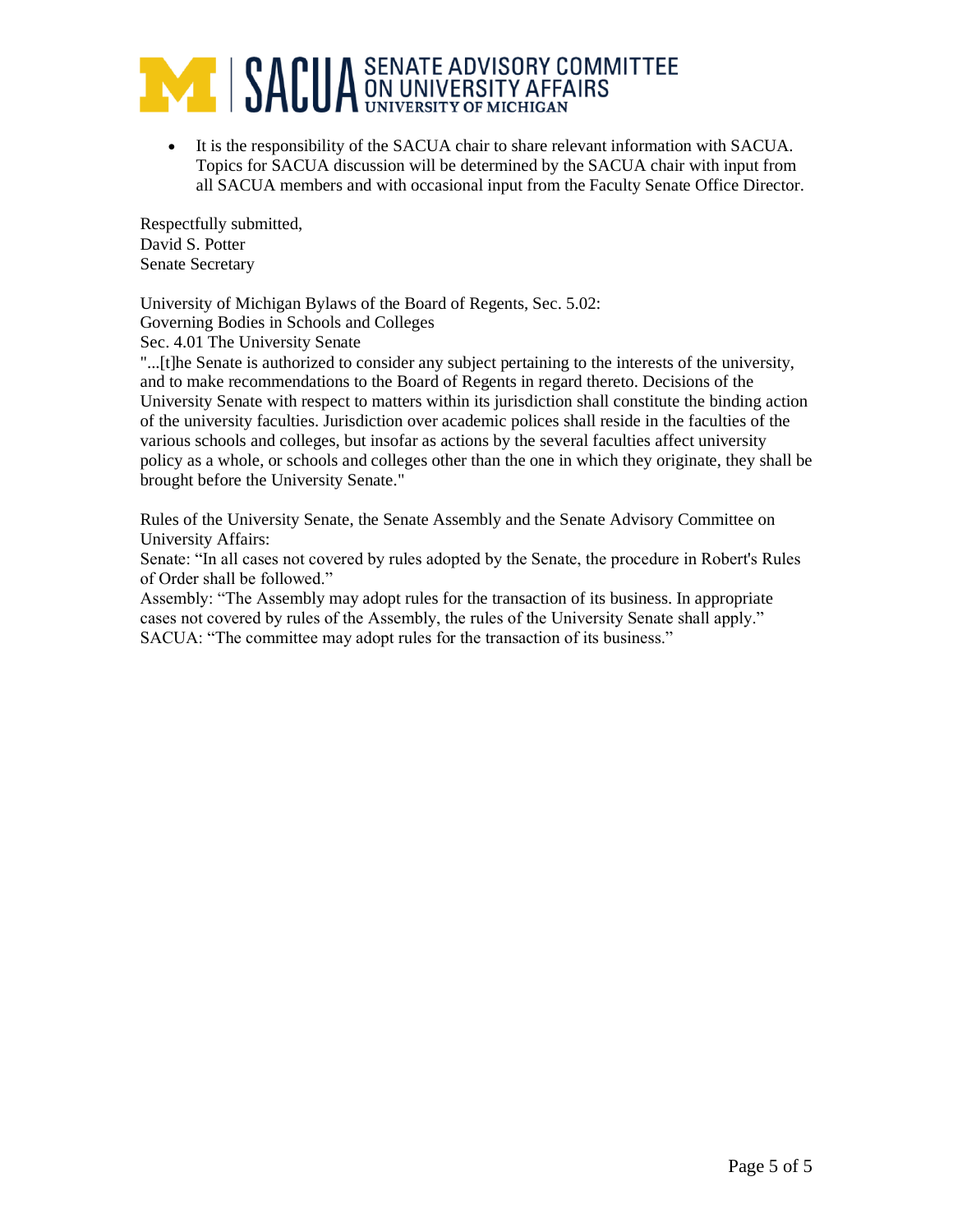- It is the responsibility of the SACUA chair to share relevant information with SACUA. Topics for SACUA discussion will be determined by the SACUA chair with input from all SACUA members and with occasional input from the Faculty Senate Office Director.

Respectfully submitted,
David S. Potter
Senate Secretary

University of Michigan Bylaws of the Board of Regents, Sec. 5.02:
Governing Bodies in Schools and Colleges
Sec. 4.01 The University Senate
"...[t]he Senate is authorized to consider any subject pertaining to the interests of the university, and to make recommendations to the Board of Regents in regard thereto. Decisions of the University Senate with respect to matters within its jurisdiction shall constitute the binding action of the university faculties. Jurisdiction over academic polices shall reside in the faculties of the various schools and colleges, but insofar as actions by the several faculties affect university policy as a whole, or schools and colleges other than the one in which they originate, they shall be brought before the University Senate."

Rules of the University Senate, the Senate Assembly and the Senate Advisory Committee on University Affairs:
Senate: "In all cases not covered by rules adopted by the Senate, the procedure in Robert's Rules of Order shall be followed."
Assembly: "The Assembly may adopt rules for the transaction of its business. In appropriate cases not covered by rules of the Assembly, the rules of the University Senate shall apply."
SACUA: "The committee may adopt rules for the transaction of its business."